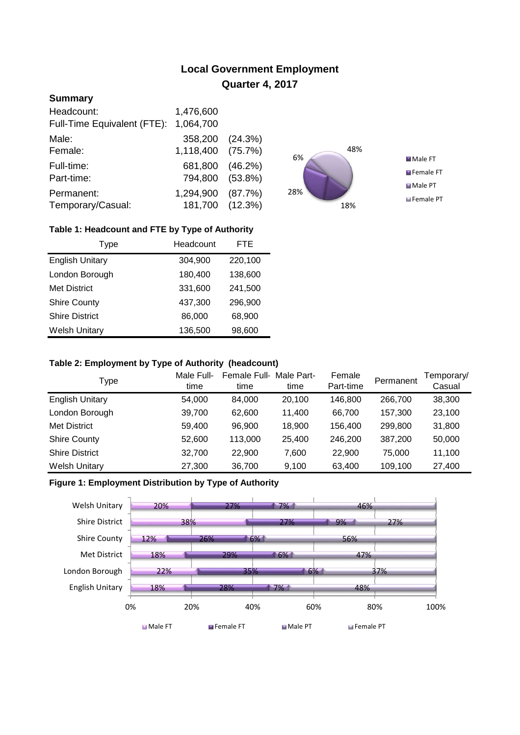# Local Government Employment

## Quarter 4, 2017

### Summary

| | | |
|---|---|---|
| Headcount: | 1,476,600 | |
| Full-Time Equivalent (FTE): | 1,064,700 | |
| Male: | 358,200 | (24.3%) |
| Female: | 1,118,400 | (75.7%) |
| Full-time: | 681,800 | (46.2%) |
| Part-time: | 794,800 | (53.8%) |
| Permanent: | 1,294,900 | (87.7%) |
| Temporary/Casual: | 181,700 | (12.3%) |

48%
6%
28%
18%

Male FT
Female FT
Male PT
Female PT

**Table 1: Headcount and FTE by Type of Authority**

| Type | Headcount | FTE |
|---|---|---|
| English Unitary | 304,900 | 220,100 |
| London Borough | 180,400 | 138,600 |
| Met District | 331,600 | 241,500 |
| Shire County | 437,300 | 296,900 |
| Shire District | 86,000 | 68,900 |
| Welsh Unitary | 136,500 | 98,600 |

**Table 2: Employment by Type of Authority (headcount)**

| Type | Male Full-time | Female Full-time | Male Part-time | Female Part-time | Permanent | Temporary/ Casual |
|---|---|---|---|---|---|---|
| English Unitary | 54,000 | 84,000 | 20,100 | 146,800 | 266,700 | 38,300 |
| London Borough | 39,700 | 62,600 | 11,400 | 66,700 | 157,300 | 23,100 |
| Met District | 59,400 | 96,900 | 18,900 | 156,400 | 299,800 | 31,800 |
| Shire County | 52,600 | 113,000 | 25,400 | 246,200 | 387,200 | 50,000 |
| Shire District | 32,700 | 22,900 | 7,600 | 22,900 | 75,000 | 11,100 |
| Welsh Unitary | 27,300 | 36,700 | 9,100 | 63,400 | 109,100 | 27,400 |

**Figure 1: Employment Distribution by Type of Authority**

| Type | Male FT | Female FT | Male PT | Female PT |
|---|---|---|---|---|
| Welsh Unitary | 20% | 27% | 7% | 46% |
| Shire District | 38% | 27% | 9% | 27% |
| Shire County | 12% | 26% | 6% | 56% |
| Met District | 18% | 29% | 6% | 47% |
| London Borough | 22% | 35% | 6% | 37% |
| English Unitary | 18% | 28% | 7% | 48% |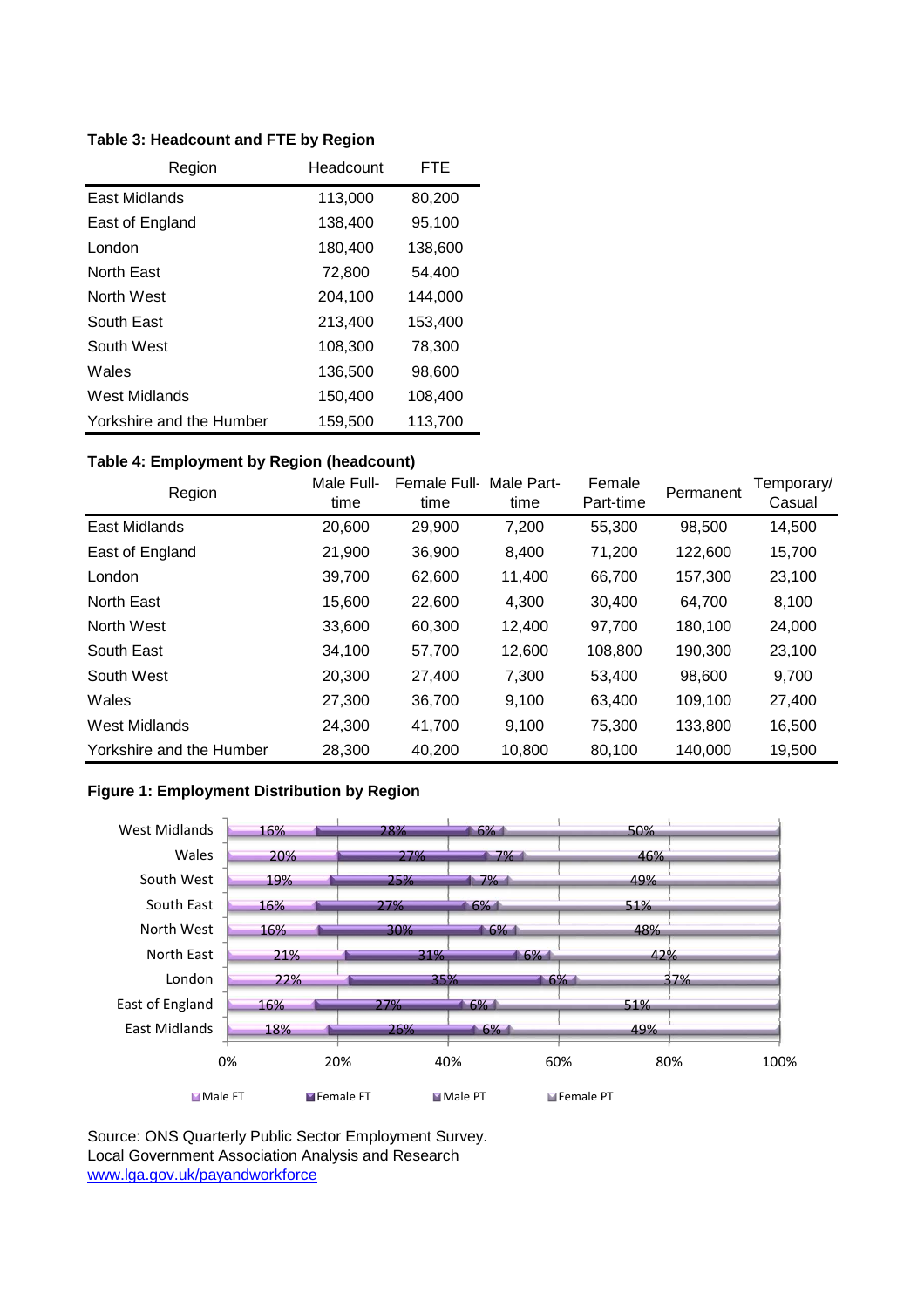**Table 3: Headcount and FTE by Region**

| Region | Headcount | FTE |
|---|---|---|
| East Midlands | 113,000 | 80,200 |
| East of England | 138,400 | 95,100 |
| London | 180,400 | 138,600 |
| North East | 72,800 | 54,400 |
| North West | 204,100 | 144,000 |
| South East | 213,400 | 153,400 |
| South West | 108,300 | 78,300 |
| Wales | 136,500 | 98,600 |
| West Midlands | 150,400 | 108,400 |
| Yorkshire and the Humber | 159,500 | 113,700 |

**Table 4: Employment by Region (headcount)**

| Region | Male Full-time | Female Full-time | Male Part-time | Female Part-time | Permanent | Temporary/ Casual |
|---|---|---|---|---|---|---|
| East Midlands | 20,600 | 29,900 | 7,200 | 55,300 | 98,500 | 14,500 |
| East of England | 21,900 | 36,900 | 8,400 | 71,200 | 122,600 | 15,700 |
| London | 39,700 | 62,600 | 11,400 | 66,700 | 157,300 | 23,100 |
| North East | 15,600 | 22,600 | 4,300 | 30,400 | 64,700 | 8,100 |
| North West | 33,600 | 60,300 | 12,400 | 97,700 | 180,100 | 24,000 |
| South East | 34,100 | 57,700 | 12,600 | 108,800 | 190,300 | 23,100 |
| South West | 20,300 | 27,400 | 7,300 | 53,400 | 98,600 | 9,700 |
| Wales | 27,300 | 36,700 | 9,100 | 63,400 | 109,100 | 27,400 |
| West Midlands | 24,300 | 41,700 | 9,100 | 75,300 | 133,800 | 16,500 |
| Yorkshire and the Humber | 28,300 | 40,200 | 10,800 | 80,100 | 140,000 | 19,500 |

**Figure 1: Employment Distribution by Region**

West Midlands 16% 28% 6% 50%
Wales 20% 27% 7% 46%
South West 19% 25% 7% 49%
South East 16% 27% 6% 51%
North West 16% 30% 6% 48%
North East 21% 31% 6% 42%
London 22% 35% 6% 37%
East of England 16% 27% 6% 51%
East Midlands 18% 26% 6% 49%

0% 20% 40% 60% 80% 100%

Male FT Female FT Male PT Female PT

Source: ONS Quarterly Public Sector Employment Survey.
Local Government Association Analysis and Research
www.lga.gov.uk/payandworkforce